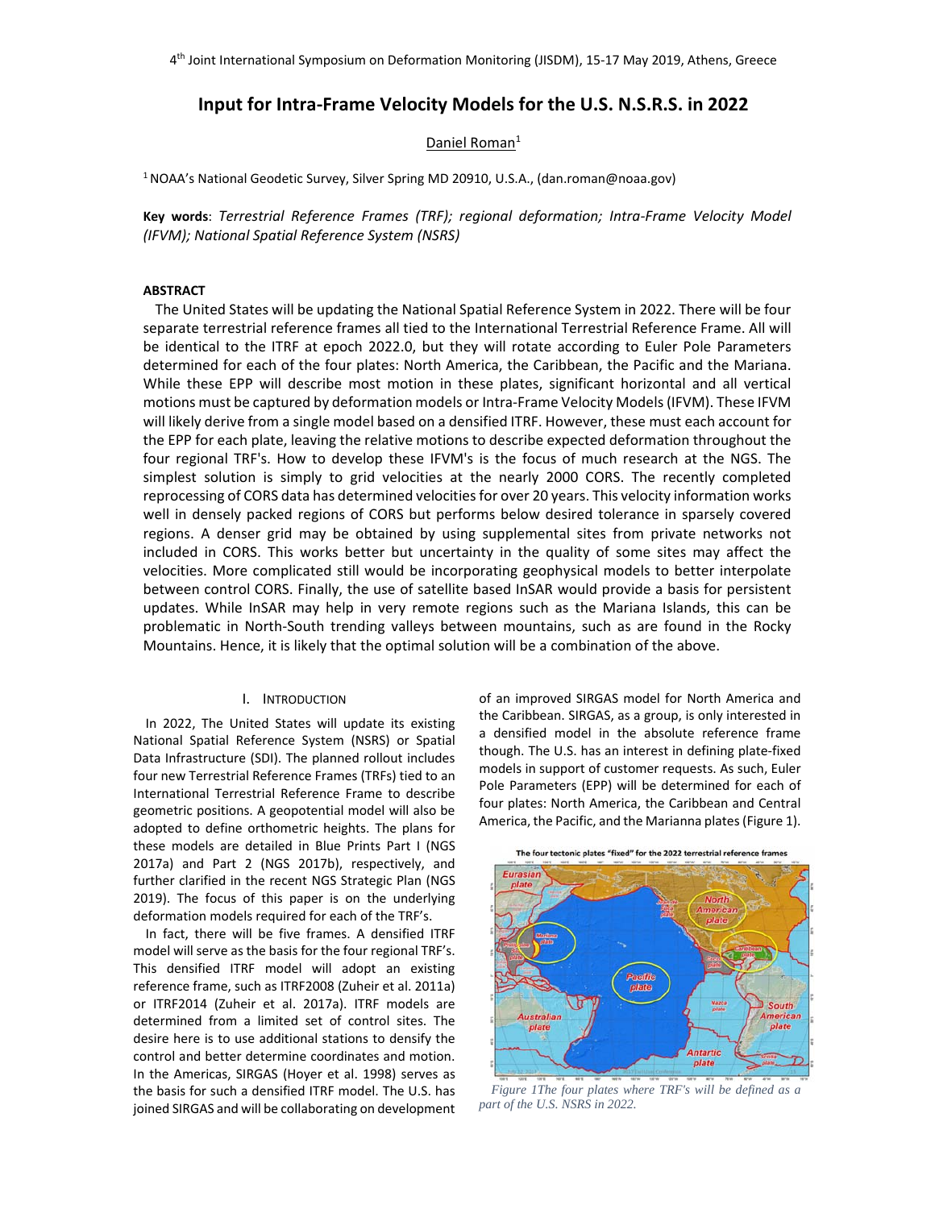# Input for Intra-Frame Velocity Models for the U.S. N.S.R.S. in 2022

Daniel Roman[1]

[1] NOAA's National Geodetic Survey, Silver Spring MD 20910, U.S.A., (dan.roman@noaa.gov)

**Key words**: *Terrestrial Reference Frames (TRF); regional deformation; Intra-Frame Velocity Model (IFVM); National Spatial Reference System (NSRS)*

## ABSTRACT

The United States will be updating the National Spatial Reference System in 2022. There will be four separate terrestrial reference frames all tied to the International Terrestrial Reference Frame. All will be identical to the ITRF at epoch 2022.0, but they will rotate according to Euler Pole Parameters determined for each of the four plates: North America, the Caribbean, the Pacific and the Mariana. While these EPP will describe most motion in these plates, significant horizontal and all vertical motions must be captured by deformation models or Intra-Frame Velocity Models (IFVM). These IFVM will likely derive from a single model based on a densified ITRF. However, these must each account for the EPP for each plate, leaving the relative motions to describe expected deformation throughout the four regional TRF's. How to develop these IFVM's is the focus of much research at the NGS. The simplest solution is simply to grid velocities at the nearly 2000 CORS. The recently completed reprocessing of CORS data has determined velocities for over 20 years. This velocity information works well in densely packed regions of CORS but performs below desired tolerance in sparsely covered regions. A denser grid may be obtained by using supplemental sites from private networks not included in CORS. This works better but uncertainty in the quality of some sites may affect the velocities. More complicated still would be incorporating geophysical models to better interpolate between control CORS. Finally, the use of satellite based InSAR would provide a basis for persistent updates. While InSAR may help in very remote regions such as the Mariana Islands, this can be problematic in North-South trending valleys between mountains, such as are found in the Rocky Mountains. Hence, it is likely that the optimal solution will be a combination of the above.

## I. INTRODUCTION

In 2022, The United States will update its existing National Spatial Reference System (NSRS) or Spatial Data Infrastructure (SDI). The planned rollout includes four new Terrestrial Reference Frames (TRFs) tied to an International Terrestrial Reference Frame to describe geometric positions. A geopotential model will also be adopted to define orthometric heights. The plans for these models are detailed in Blue Prints Part I (NGS 2017a) and Part 2 (NGS 2017b), respectively, and further clarified in the recent NGS Strategic Plan (NGS 2019). The focus of this paper is on the underlying deformation models required for each of the TRF's.

In fact, there will be five frames. A densified ITRF model will serve as the basis for the four regional TRF's. This densified ITRF model will adopt an existing reference frame, such as ITRF2008 (Zuheir et al. 2011a) or ITRF2014 (Zuheir et al. 2017a). ITRF models are determined from a limited set of control sites. The desire here is to use additional stations to densify the control and better determine coordinates and motion. In the Americas, SIRGAS (Hoyer et al. 1998) serves as the basis for such a densified ITRF model. The U.S. has joined SIRGAS and will be collaborating on development of an improved SIRGAS model for North America and the Caribbean. SIRGAS, as a group, is only interested in a densified model in the absolute reference frame though. The U.S. has an interest in defining plate-fixed models in support of customer requests. As such, Euler Pole Parameters (EPP) will be determined for each of four plates: North America, the Caribbean and Central America, the Pacific, and the Marianna plates (Figure 1).

*Figure 1The four plates where TRF's will be defined as a part of the U.S. NSRS in 2022.*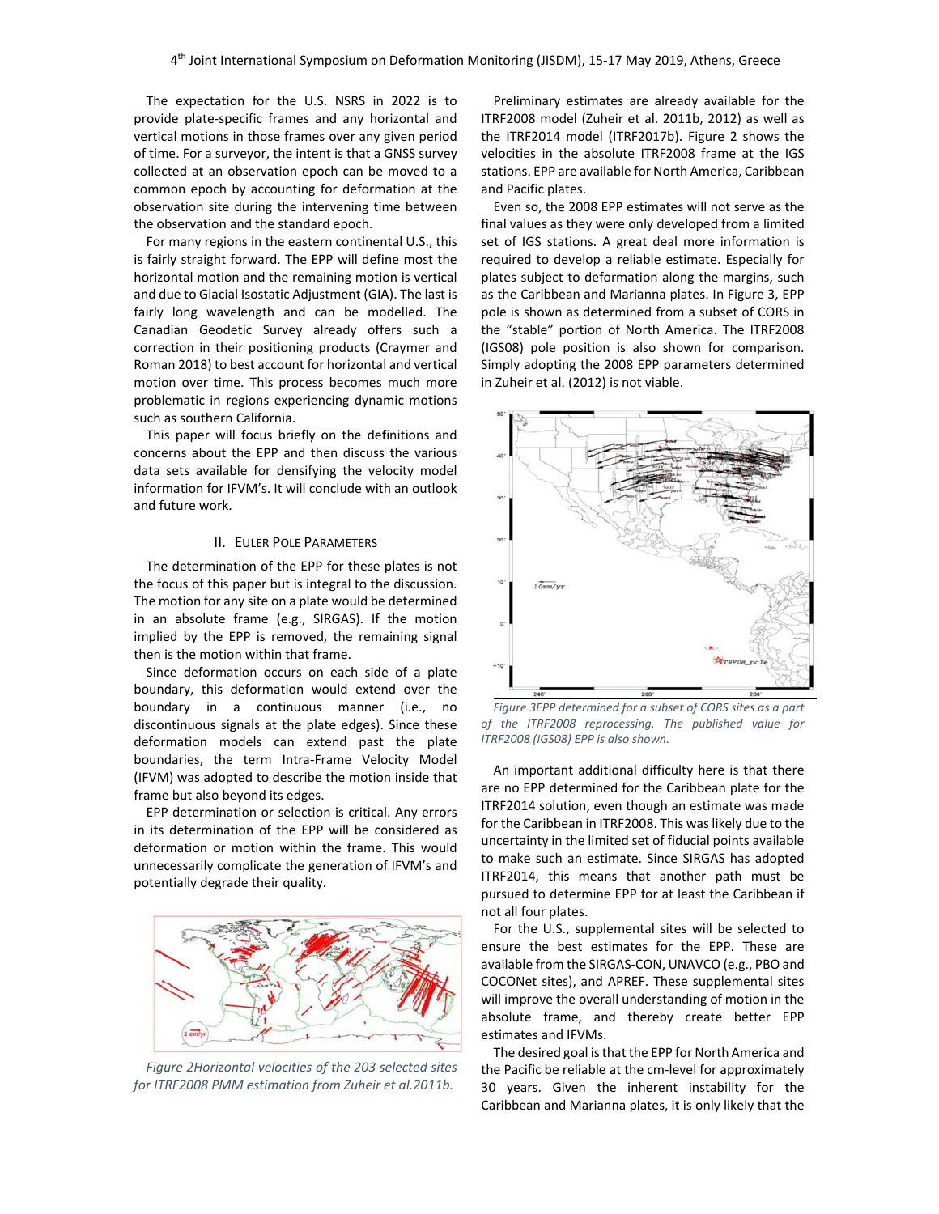The expectation for the U.S. NSRS in 2022 is to provide plate-specific frames and any horizontal and vertical motions in those frames over any given period of time. For a surveyor, the intent is that a GNSS survey collected at an observation epoch can be moved to a common epoch by accounting for deformation at the observation site during the intervening time between the observation and the standard epoch.

For many regions in the eastern continental U.S., this is fairly straight forward. The EPP will define most the horizontal motion and the remaining motion is vertical and due to Glacial Isostatic Adjustment (GIA). The last is fairly long wavelength and can be modelled. The Canadian Geodetic Survey already offers such a correction in their positioning products (Craymer and Roman 2018) to best account for horizontal and vertical motion over time. This process becomes much more problematic in regions experiencing dynamic motions such as southern California.

This paper will focus briefly on the definitions and concerns about the EPP and then discuss the various data sets available for densifying the velocity model information for IFVM's. It will conclude with an outlook and future work.

## II. Euler Pole Parameters

The determination of the EPP for these plates is not the focus of this paper but is integral to the discussion. The motion for any site on a plate would be determined in an absolute frame (e.g., SIRGAS). If the motion implied by the EPP is removed, the remaining signal then is the motion within that frame.

Since deformation occurs on each side of a plate boundary, this deformation would extend over the boundary in a continuous manner (i.e., no discontinuous signals at the plate edges). Since these deformation models can extend past the plate boundaries, the term Intra-Frame Velocity Model (IFVM) was adopted to describe the motion inside that frame but also beyond its edges.

EPP determination or selection is critical. Any errors in its determination of the EPP will be considered as deformation or motion within the frame. This would unnecessarily complicate the generation of IFVM's and potentially degrade their quality.

*Figure 2Horizontal velocities of the 203 selected sites for ITRF2008 PMM estimation from Zuheir et al.2011b.*

Preliminary estimates are already available for the ITRF2008 model (Zuheir et al. 2011b, 2012) as well as the ITRF2014 model (ITRF2017b). Figure 2 shows the velocities in the absolute ITRF2008 frame at the IGS stations. EPP are available for North America, Caribbean and Pacific plates.

Even so, the 2008 EPP estimates will not serve as the final values as they were only developed from a limited set of IGS stations. A great deal more information is required to develop a reliable estimate. Especially for plates subject to deformation along the margins, such as the Caribbean and Marianna plates. In Figure 3, EPP pole is shown as determined from a subset of CORS in the "stable" portion of North America. The ITRF2008 (IGS08) pole position is also shown for comparison. Simply adopting the 2008 EPP parameters determined in Zuheir et al. (2012) is not viable.

*Figure 3EPP determined for a subset of CORS sites as a part of the ITRF2008 reprocessing. The published value for ITRF2008 (IGS08) EPP is also shown.*

An important additional difficulty here is that there are no EPP determined for the Caribbean plate for the ITRF2014 solution, even though an estimate was made for the Caribbean in ITRF2008. This was likely due to the uncertainty in the limited set of fiducial points available to make such an estimate. Since SIRGAS has adopted ITRF2014, this means that another path must be pursued to determine EPP for at least the Caribbean if not all four plates.

For the U.S., supplemental sites will be selected to ensure the best estimates for the EPP. These are available from the SIRGAS-CON, UNAVCO (e.g., PBO and COCONet sites), and APREF. These supplemental sites will improve the overall understanding of motion in the absolute frame, and thereby create better EPP estimates and IFVMs.

The desired goal is that the EPP for North America and the Pacific be reliable at the cm-level for approximately 30 years. Given the inherent instability for the Caribbean and Marianna plates, it is only likely that the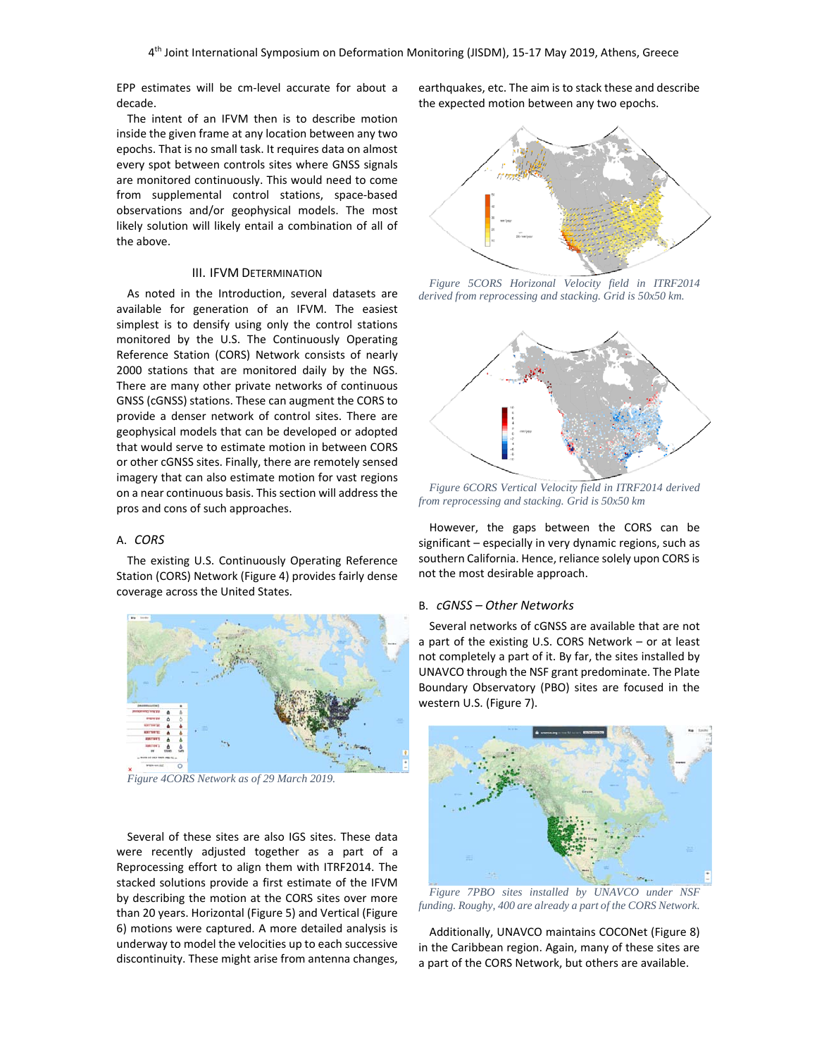EPP estimates will be cm-level accurate for about a decade.

The intent of an IFVM then is to describe motion inside the given frame at any location between any two epochs. That is no small task. It requires data on almost every spot between controls sites where GNSS signals are monitored continuously. This would need to come from supplemental control stations, space-based observations and/or geophysical models. The most likely solution will likely entail a combination of all of the above.

## III. IFVM Determination

As noted in the Introduction, several datasets are available for generation of an IFVM. The easiest simplest is to densify using only the control stations monitored by the U.S. The Continuously Operating Reference Station (CORS) Network consists of nearly 2000 stations that are monitored daily by the NGS. There are many other private networks of continuous GNSS (cGNSS) stations. These can augment the CORS to provide a denser network of control sites. There are geophysical models that can be developed or adopted that would serve to estimate motion in between CORS or other cGNSS sites. Finally, there are remotely sensed imagery that can also estimate motion for vast regions on a near continuous basis. This section will address the pros and cons of such approaches.

### A. *CORS*

The existing U.S. Continuously Operating Reference Station (CORS) Network (Figure 4) provides fairly dense coverage across the United States.

*Figure 4CORS Network as of 29 March 2019.*

Several of these sites are also IGS sites. These data were recently adjusted together as a part of a Reprocessing effort to align them with ITRF2014. The stacked solutions provide a first estimate of the IFVM by describing the motion at the CORS sites over more than 20 years. Horizontal (Figure 5) and Vertical (Figure 6) motions were captured. A more detailed analysis is underway to model the velocities up to each successive discontinuity. These might arise from antenna changes, earthquakes, etc. The aim is to stack these and describe the expected motion between any two epochs.

*Figure 5CORS Horizontal Velocity field in ITRF2014 derived from reprocessing and stacking. Grid is 50x50 km.*

*Figure 6CORS Vertical Velocity field in ITRF2014 derived from reprocessing and stacking. Grid is 50x50 km*

However, the gaps between the CORS can be significant – especially in very dynamic regions, such as southern California. Hence, reliance solely upon CORS is not the most desirable approach.

### B. *cGNSS – Other Networks*

Several networks of cGNSS are available that are not a part of the existing U.S. CORS Network – or at least not completely a part of it. By far, the sites installed by UNAVCO through the NSF grant predominate. The Plate Boundary Observatory (PBO) sites are focused in the western U.S. (Figure 7).

*Figure 7PBO sites installed by UNAVCO under NSF funding. Roughy, 400 are already a part of the CORS Network.*

Additionally, UNAVCO maintains COCONet (Figure 8) in the Caribbean region. Again, many of these sites are a part of the CORS Network, but others are available.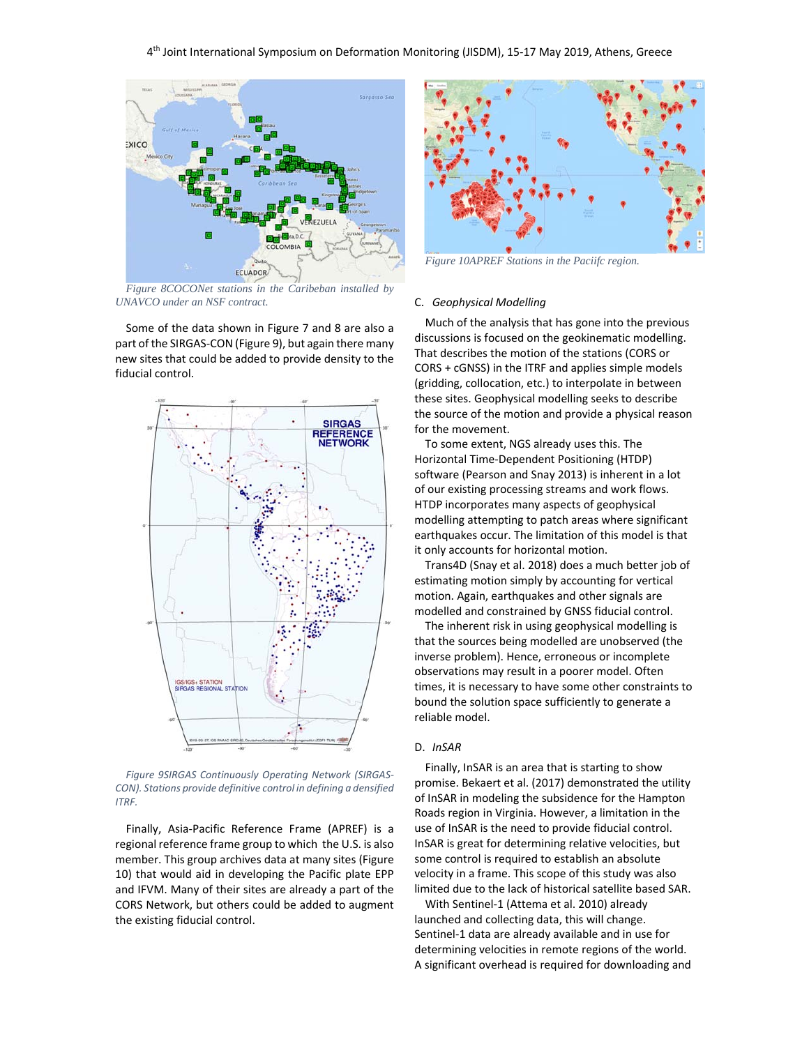*Figure 8COCONet stations in the Caribeban installed by UNAVCO under an NSF contract.*

Some of the data shown in Figure 7 and 8 are also a part of the SIRGAS-CON (Figure 9), but again there many new sites that could be added to provide density to the fiducial control.

*Figure 9SIRGAS Continuously Operating Network (SIRGAS-CON). Stations provide definitive control in defining a densified ITRF.*

Finally, Asia-Pacific Reference Frame (APREF) is a regional reference frame group to which the U.S. is also member. This group archives data at many sites (Figure 10) that would aid in developing the Pacific plate EPP and IFVM. Many of their sites are already a part of the CORS Network, but others could be added to augment the existing fiducial control.

*Figure 10APREF Stations in the Paciifc region.*

### C. *Geophysical Modelling*

Much of the analysis that has gone into the previous discussions is focused on the geokinematic modelling. That describes the motion of the stations (CORS or CORS + cGNSS) in the ITRF and applies simple models (gridding, collocation, etc.) to interpolate in between these sites. Geophysical modelling seeks to describe the source of the motion and provide a physical reason for the movement.

To some extent, NGS already uses this. The Horizontal Time-Dependent Positioning (HTDP) software (Pearson and Snay 2013) is inherent in a lot of our existing processing streams and work flows. HTDP incorporates many aspects of geophysical modelling attempting to patch areas where significant earthquakes occur. The limitation of this model is that it only accounts for horizontal motion.

Trans4D (Snay et al. 2018) does a much better job of estimating motion simply by accounting for vertical motion. Again, earthquakes and other signals are modelled and constrained by GNSS fiducial control.

The inherent risk in using geophysical modelling is that the sources being modelled are unobserved (the inverse problem). Hence, erroneous or incomplete observations may result in a poorer model. Often times, it is necessary to have some other constraints to bound the solution space sufficiently to generate a reliable model.

### D. *InSAR*

Finally, InSAR is an area that is starting to show promise. Bekaert et al. (2017) demonstrated the utility of InSAR in modeling the subsidence for the Hampton Roads region in Virginia. However, a limitation in the use of InSAR is the need to provide fiducial control. InSAR is great for determining relative velocities, but some control is required to establish an absolute velocity in a frame. This scope of this study was also limited due to the lack of historical satellite based SAR.

With Sentinel-1 (Attema et al. 2010) already launched and collecting data, this will change. Sentinel-1 data are already available and in use for determining velocities in remote regions of the world. A significant overhead is required for downloading and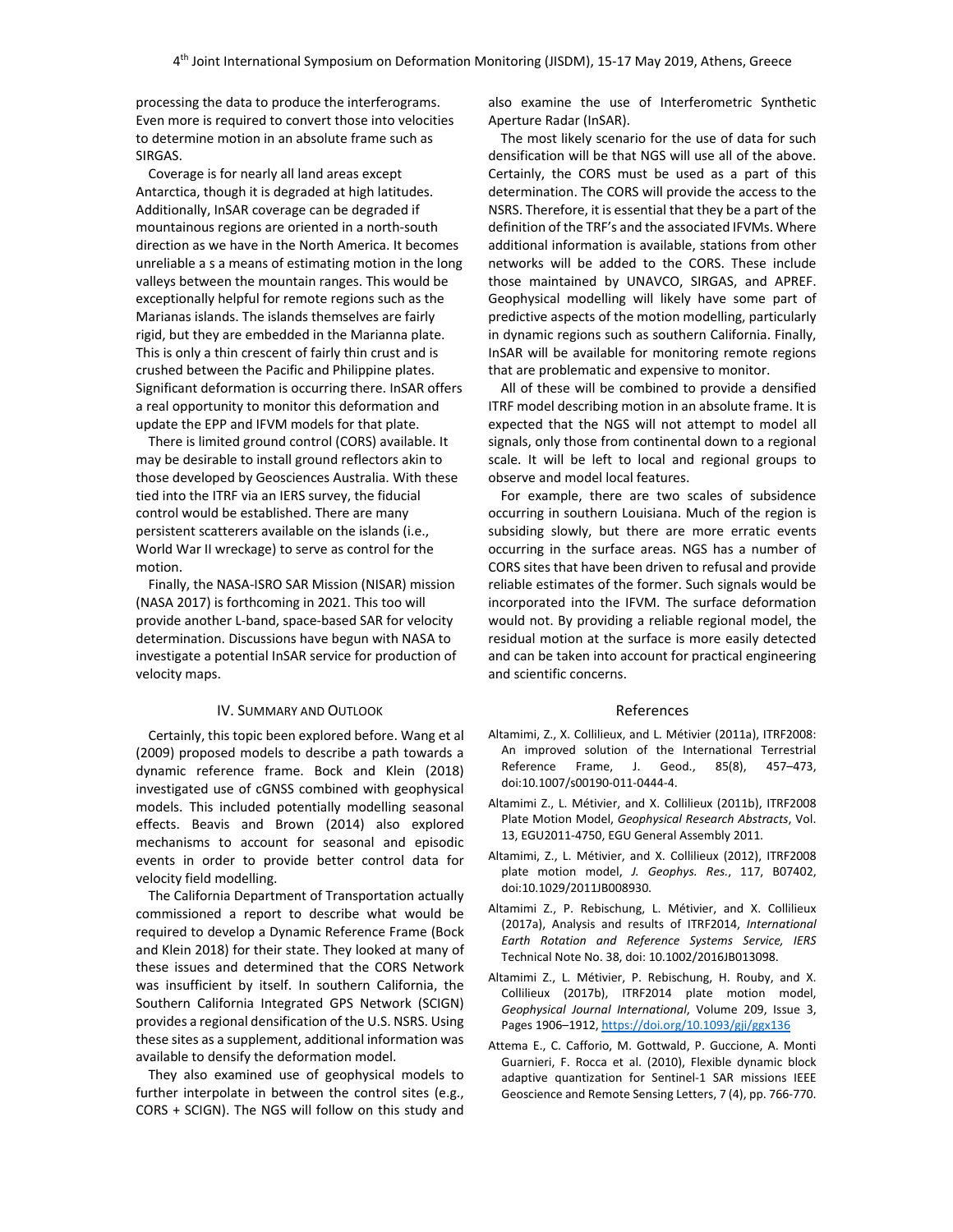processing the data to produce the interferograms. Even more is required to convert those into velocities to determine motion in an absolute frame such as SIRGAS.

Coverage is for nearly all land areas except Antarctica, though it is degraded at high latitudes. Additionally, InSAR coverage can be degraded if mountainous regions are oriented in a north-south direction as we have in the North America. It becomes unreliable a s a means of estimating motion in the long valleys between the mountain ranges. This would be exceptionally helpful for remote regions such as the Marianas islands. The islands themselves are fairly rigid, but they are embedded in the Marianna plate. This is only a thin crescent of fairly thin crust and is crushed between the Pacific and Philippine plates. Significant deformation is occurring there. InSAR offers a real opportunity to monitor this deformation and update the EPP and IFVM models for that plate.

There is limited ground control (CORS) available. It may be desirable to install ground reflectors akin to those developed by Geosciences Australia. With these tied into the ITRF via an IERS survey, the fiducial control would be established. There are many persistent scatterers available on the islands (i.e., World War II wreckage) to serve as control for the motion.

Finally, the NASA-ISRO SAR Mission (NISAR) mission (NASA 2017) is forthcoming in 2021. This too will provide another L-band, space-based SAR for velocity determination. Discussions have begun with NASA to investigate a potential InSAR service for production of velocity maps.

## IV. Summary and Outlook

Certainly, this topic been explored before. Wang et al (2009) proposed models to describe a path towards a dynamic reference frame. Bock and Klein (2018) investigated use of cGNSS combined with geophysical models. This included potentially modelling seasonal effects. Beavis and Brown (2014) also explored mechanisms to account for seasonal and episodic events in order to provide better control data for velocity field modelling.

The California Department of Transportation actually commissioned a report to describe what would be required to develop a Dynamic Reference Frame (Bock and Klein 2018) for their state. They looked at many of these issues and determined that the CORS Network was insufficient by itself. In southern California, the Southern California Integrated GPS Network (SCIGN) provides a regional densification of the U.S. NSRS. Using these sites as a supplement, additional information was available to densify the deformation model.

They also examined use of geophysical models to further interpolate in between the control sites (e.g., CORS + SCIGN). The NGS will follow on this study and also examine the use of Interferometric Synthetic Aperture Radar (InSAR).

The most likely scenario for the use of data for such densification will be that NGS will use all of the above. Certainly, the CORS must be used as a part of this determination. The CORS will provide the access to the NSRS. Therefore, it is essential that they be a part of the definition of the TRF's and the associated IFVMs. Where additional information is available, stations from other networks will be added to the CORS. These include those maintained by UNAVCO, SIRGAS, and APREF. Geophysical modelling will likely have some part of predictive aspects of the motion modelling, particularly in dynamic regions such as southern California. Finally, InSAR will be available for monitoring remote regions that are problematic and expensive to monitor.

All of these will be combined to provide a densified ITRF model describing motion in an absolute frame. It is expected that the NGS will not attempt to model all signals, only those from continental down to a regional scale. It will be left to local and regional groups to observe and model local features.

For example, there are two scales of subsidence occurring in southern Louisiana. Much of the region is subsiding slowly, but there are more erratic events occurring in the surface areas. NGS has a number of CORS sites that have been driven to refusal and provide reliable estimates of the former. Such signals would be incorporated into the IFVM. The surface deformation would not. By providing a reliable regional model, the residual motion at the surface is more easily detected and can be taken into account for practical engineering and scientific concerns.

## References

Altamimi, Z., X. Collilieux, and L. Métivier (2011a), ITRF2008: An improved solution of the International Terrestrial Reference Frame, J. Geod., 85(8), 457–473, doi:10.1007/s00190-011-0444-4.

Altamimi Z., L. Métivier, and X. Collilieux (2011b), ITRF2008 Plate Motion Model, *Geophysical Research Abstracts*, Vol. 13, EGU2011-4750, EGU General Assembly 2011.

Altamimi, Z., L. Métivier, and X. Collilieux (2012), ITRF2008 plate motion model, *J. Geophys. Res.*, 117, B07402, doi:10.1029/2011JB008930.

Altamimi Z., P. Rebischung, L. Métivier, and X. Collilieux (2017a), Analysis and results of ITRF2014, *International Earth Rotation and Reference Systems Service, IERS* Technical Note No. 38, doi: 10.1002/2016JB013098.

Altamimi Z., L. Métivier, P. Rebischung, H. Rouby, and X. Collilieux (2017b), ITRF2014 plate motion model, *Geophysical Journal International*, Volume 209, Issue 3, Pages 1906–1912, https://doi.org/10.1093/gji/ggx136

Attema E., C. Cafforio, M. Gottwald, P. Guccione, A. Monti Guarnieri, F. Rocca et al. (2010), Flexible dynamic block adaptive quantization for Sentinel-1 SAR missions IEEE Geoscience and Remote Sensing Letters, 7 (4), pp. 766-770.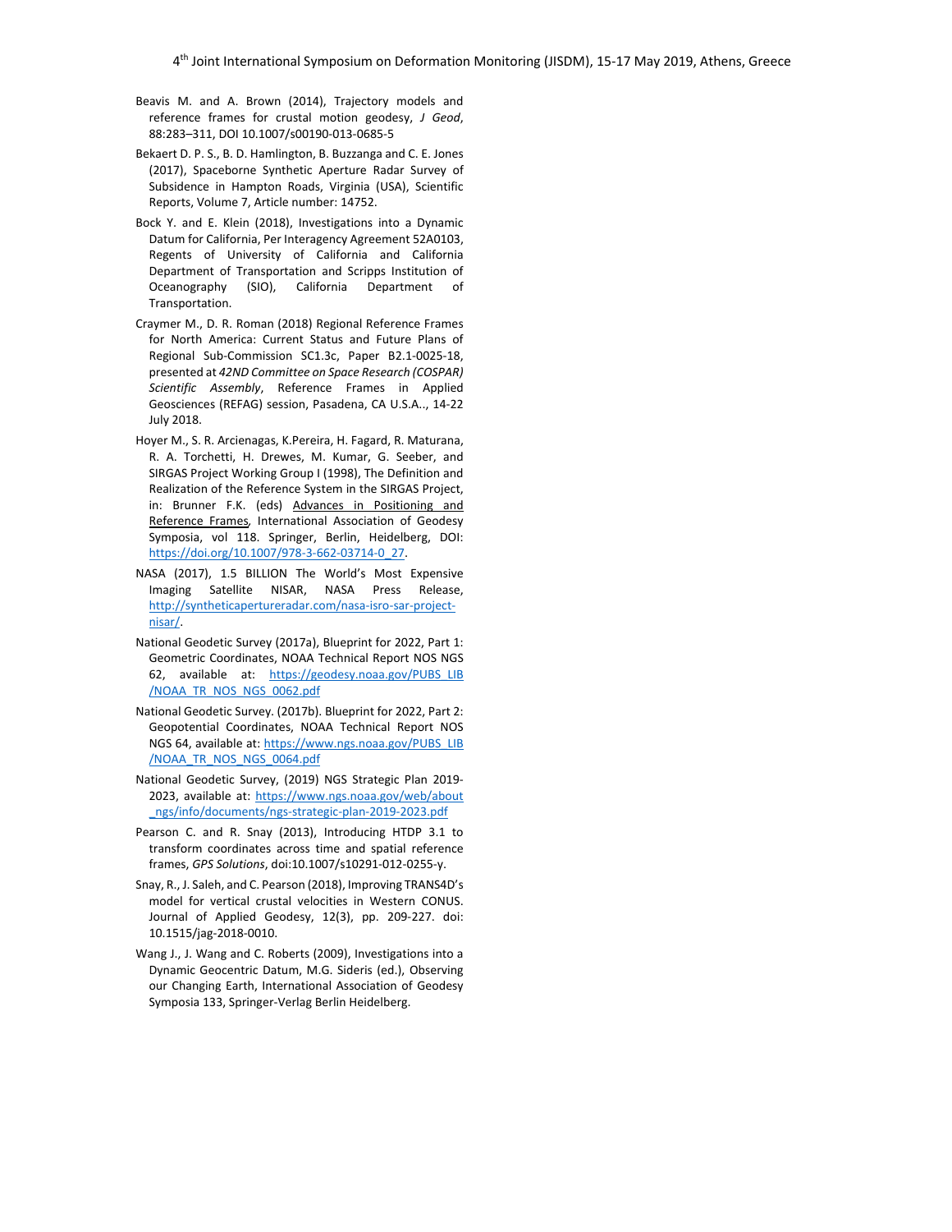Beavis M. and A. Brown (2014), Trajectory models and reference frames for crustal motion geodesy, *J Geod*, 88:283–311, DOI 10.1007/s00190-013-0685-5

Bekaert D. P. S., B. D. Hamlington, B. Buzzanga and C. E. Jones (2017), Spaceborne Synthetic Aperture Radar Survey of Subsidence in Hampton Roads, Virginia (USA), Scientific Reports, Volume 7, Article number: 14752.

Bock Y. and E. Klein (2018), Investigations into a Dynamic Datum for California, Per Interagency Agreement 52A0103, Regents of University of California and California Department of Transportation and Scripps Institution of Oceanography (SIO), California Department of Transportation.

Craymer M., D. R. Roman (2018) Regional Reference Frames for North America: Current Status and Future Plans of Regional Sub-Commission SC1.3c, Paper B2.1-0025-18, presented at *42ND Committee on Space Research (COSPAR) Scientific Assembly*, Reference Frames in Applied Geosciences (REFAG) session, Pasadena, CA U.S.A.., 14-22 July 2018.

Hoyer M., S. R. Arcienagas, K.Pereira, H. Fagard, R. Maturana, R. A. Torchetti, H. Drewes, M. Kumar, G. Seeber, and SIRGAS Project Working Group I (1998), The Definition and Realization of the Reference System in the SIRGAS Project, in: Brunner F.K. (eds) Advances in Positioning and Reference Frames, International Association of Geodesy Symposia, vol 118. Springer, Berlin, Heidelberg, DOI: https://doi.org/10.1007/978-3-662-03714-0_27.

NASA (2017), 1.5 BILLION The World's Most Expensive Imaging Satellite NISAR, NASA Press Release, http://syntheticapertureradar.com/nasa-isro-sar-project-nisar/.

National Geodetic Survey (2017a), Blueprint for 2022, Part 1: Geometric Coordinates, NOAA Technical Report NOS NGS 62, available at: https://geodesy.noaa.gov/PUBS_LIB/NOAA_TR_NOS_NGS_0062.pdf

National Geodetic Survey. (2017b). Blueprint for 2022, Part 2: Geopotential Coordinates, NOAA Technical Report NOS NGS 64, available at: https://www.ngs.noaa.gov/PUBS_LIB/NOAA_TR_NOS_NGS_0064.pdf

National Geodetic Survey, (2019) NGS Strategic Plan 2019-2023, available at: https://www.ngs.noaa.gov/web/about_ngs/info/documents/ngs-strategic-plan-2019-2023.pdf

Pearson C. and R. Snay (2013), Introducing HTDP 3.1 to transform coordinates across time and spatial reference frames, *GPS Solutions*, doi:10.1007/s10291-012-0255-y.

Snay, R., J. Saleh, and C. Pearson (2018), Improving TRANS4D's model for vertical crustal velocities in Western CONUS. Journal of Applied Geodesy, 12(3), pp. 209-227. doi: 10.1515/jag-2018-0010.

Wang J., J. Wang and C. Roberts (2009), Investigations into a Dynamic Geocentric Datum, M.G. Sideris (ed.), Observing our Changing Earth, International Association of Geodesy Symposia 133, Springer-Verlag Berlin Heidelberg.